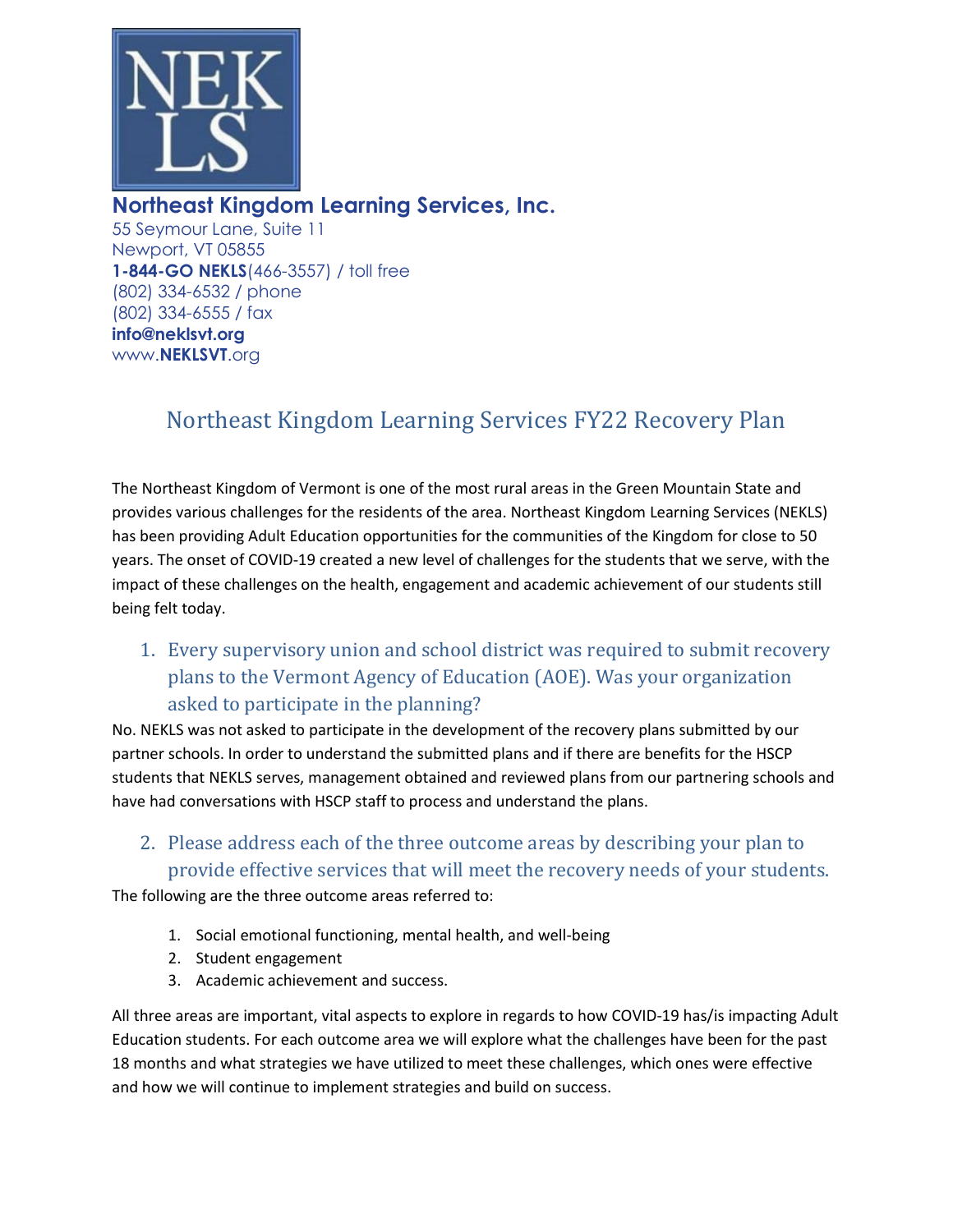NEK LS

**Northeast Kingdom Learning Services, Inc.**
55 Seymour Lane, Suite 11
Newport, VT 05855
**1-844-GO NEKLS**(466-3557) / toll free
(802) 334-6532 / phone
(802) 334-6555 / fax
**info@neklsvt.org**
www.**NEKLSVT**.org

# Northeast Kingdom Learning Services FY22 Recovery Plan

The Northeast Kingdom of Vermont is one of the most rural areas in the Green Mountain State and provides various challenges for the residents of the area. Northeast Kingdom Learning Services (NEKLS) has been providing Adult Education opportunities for the communities of the Kingdom for close to 50 years. The onset of COVID-19 created a new level of challenges for the students that we serve, with the impact of these challenges on the health, engagement and academic achievement of our students still being felt today.

## 1. Every supervisory union and school district was required to submit recovery plans to the Vermont Agency of Education (AOE). Was your organization asked to participate in the planning?

No. NEKLS was not asked to participate in the development of the recovery plans submitted by our partner schools. In order to understand the submitted plans and if there are benefits for the HSCP students that NEKLS serves, management obtained and reviewed plans from our partnering schools and have had conversations with HSCP staff to process and understand the plans.

## 2. Please address each of the three outcome areas by describing your plan to provide effective services that will meet the recovery needs of your students.

The following are the three outcome areas referred to:

1. Social emotional functioning, mental health, and well-being
2. Student engagement
3. Academic achievement and success.

All three areas are important, vital aspects to explore in regards to how COVID-19 has/is impacting Adult Education students. For each outcome area we will explore what the challenges have been for the past 18 months and what strategies we have utilized to meet these challenges, which ones were effective and how we will continue to implement strategies and build on success.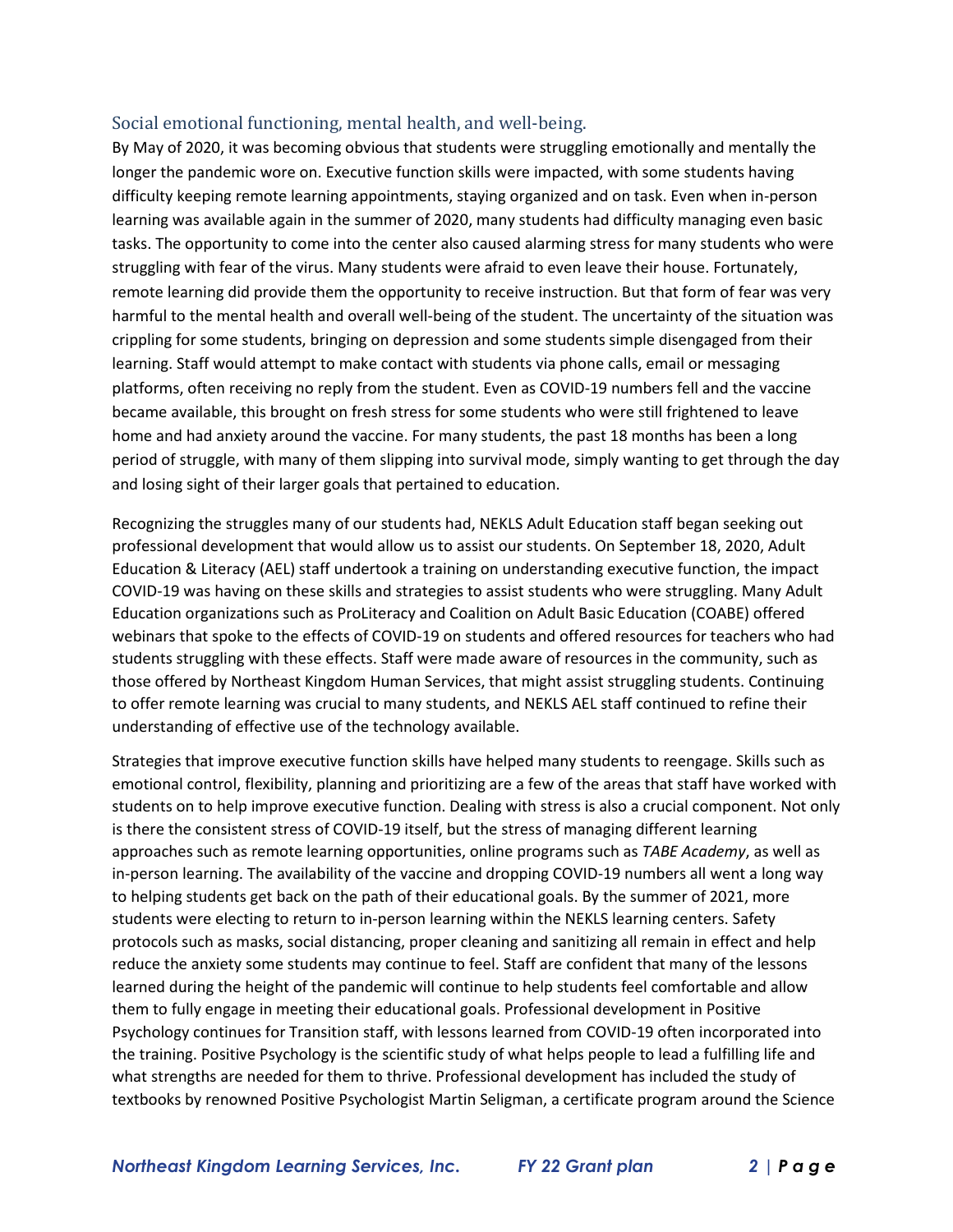## Social emotional functioning, mental health, and well-being.

By May of 2020, it was becoming obvious that students were struggling emotionally and mentally the longer the pandemic wore on. Executive function skills were impacted, with some students having difficulty keeping remote learning appointments, staying organized and on task. Even when in-person learning was available again in the summer of 2020, many students had difficulty managing even basic tasks. The opportunity to come into the center also caused alarming stress for many students who were struggling with fear of the virus. Many students were afraid to even leave their house. Fortunately, remote learning did provide them the opportunity to receive instruction. But that form of fear was very harmful to the mental health and overall well-being of the student. The uncertainty of the situation was crippling for some students, bringing on depression and some students simple disengaged from their learning. Staff would attempt to make contact with students via phone calls, email or messaging platforms, often receiving no reply from the student. Even as COVID-19 numbers fell and the vaccine became available, this brought on fresh stress for some students who were still frightened to leave home and had anxiety around the vaccine. For many students, the past 18 months has been a long period of struggle, with many of them slipping into survival mode, simply wanting to get through the day and losing sight of their larger goals that pertained to education.

Recognizing the struggles many of our students had, NEKLS Adult Education staff began seeking out professional development that would allow us to assist our students. On September 18, 2020, Adult Education & Literacy (AEL) staff undertook a training on understanding executive function, the impact COVID-19 was having on these skills and strategies to assist students who were struggling. Many Adult Education organizations such as ProLiteracy and Coalition on Adult Basic Education (COABE) offered webinars that spoke to the effects of COVID-19 on students and offered resources for teachers who had students struggling with these effects. Staff were made aware of resources in the community, such as those offered by Northeast Kingdom Human Services, that might assist struggling students. Continuing to offer remote learning was crucial to many students, and NEKLS AEL staff continued to refine their understanding of effective use of the technology available.

Strategies that improve executive function skills have helped many students to reengage. Skills such as emotional control, flexibility, planning and prioritizing are a few of the areas that staff have worked with students on to help improve executive function. Dealing with stress is also a crucial component. Not only is there the consistent stress of COVID-19 itself, but the stress of managing different learning approaches such as remote learning opportunities, online programs such as *TABE Academy*, as well as in-person learning. The availability of the vaccine and dropping COVID-19 numbers all went a long way to helping students get back on the path of their educational goals. By the summer of 2021, more students were electing to return to in-person learning within the NEKLS learning centers. Safety protocols such as masks, social distancing, proper cleaning and sanitizing all remain in effect and help reduce the anxiety some students may continue to feel. Staff are confident that many of the lessons learned during the height of the pandemic will continue to help students feel comfortable and allow them to fully engage in meeting their educational goals. Professional development in Positive Psychology continues for Transition staff, with lessons learned from COVID-19 often incorporated into the training. Positive Psychology is the scientific study of what helps people to lead a fulfilling life and what strengths are needed for them to thrive. Professional development has included the study of textbooks by renowned Positive Psychologist Martin Seligman, a certificate program around the Science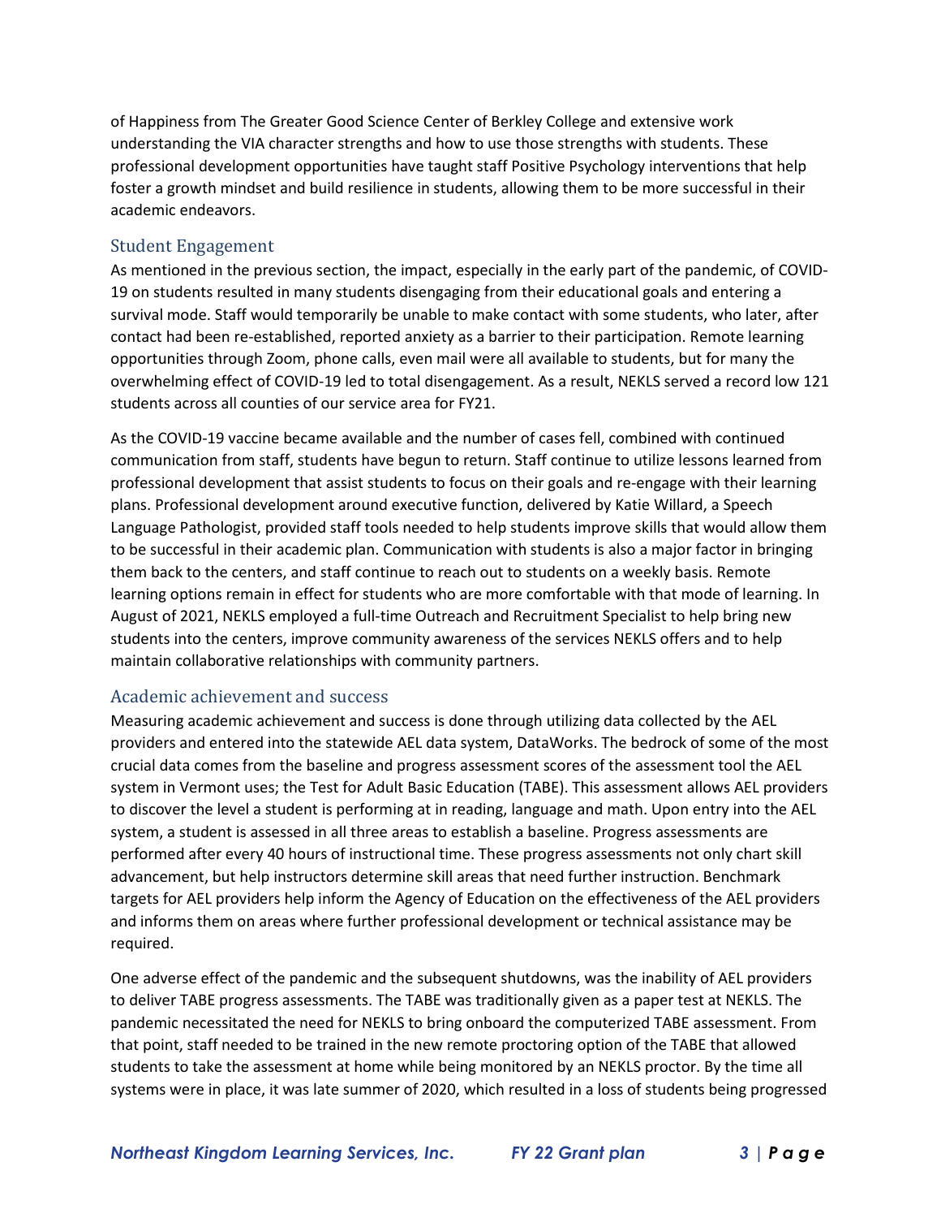of Happiness from The Greater Good Science Center of Berkley College and extensive work understanding the VIA character strengths and how to use those strengths with students. These professional development opportunities have taught staff Positive Psychology interventions that help foster a growth mindset and build resilience in students, allowing them to be more successful in their academic endeavors.

## Student Engagement

As mentioned in the previous section, the impact, especially in the early part of the pandemic, of COVID-19 on students resulted in many students disengaging from their educational goals and entering a survival mode. Staff would temporarily be unable to make contact with some students, who later, after contact had been re-established, reported anxiety as a barrier to their participation. Remote learning opportunities through Zoom, phone calls, even mail were all available to students, but for many the overwhelming effect of COVID-19 led to total disengagement. As a result, NEKLS served a record low 121 students across all counties of our service area for FY21.

As the COVID-19 vaccine became available and the number of cases fell, combined with continued communication from staff, students have begun to return. Staff continue to utilize lessons learned from professional development that assist students to focus on their goals and re-engage with their learning plans. Professional development around executive function, delivered by Katie Willard, a Speech Language Pathologist, provided staff tools needed to help students improve skills that would allow them to be successful in their academic plan. Communication with students is also a major factor in bringing them back to the centers, and staff continue to reach out to students on a weekly basis. Remote learning options remain in effect for students who are more comfortable with that mode of learning. In August of 2021, NEKLS employed a full-time Outreach and Recruitment Specialist to help bring new students into the centers, improve community awareness of the services NEKLS offers and to help maintain collaborative relationships with community partners.

## Academic achievement and success

Measuring academic achievement and success is done through utilizing data collected by the AEL providers and entered into the statewide AEL data system, DataWorks. The bedrock of some of the most crucial data comes from the baseline and progress assessment scores of the assessment tool the AEL system in Vermont uses; the Test for Adult Basic Education (TABE). This assessment allows AEL providers to discover the level a student is performing at in reading, language and math. Upon entry into the AEL system, a student is assessed in all three areas to establish a baseline. Progress assessments are performed after every 40 hours of instructional time. These progress assessments not only chart skill advancement, but help instructors determine skill areas that need further instruction. Benchmark targets for AEL providers help inform the Agency of Education on the effectiveness of the AEL providers and informs them on areas where further professional development or technical assistance may be required.

One adverse effect of the pandemic and the subsequent shutdowns, was the inability of AEL providers to deliver TABE progress assessments. The TABE was traditionally given as a paper test at NEKLS. The pandemic necessitated the need for NEKLS to bring onboard the computerized TABE assessment. From that point, staff needed to be trained in the new remote proctoring option of the TABE that allowed students to take the assessment at home while being monitored by an NEKLS proctor. By the time all systems were in place, it was late summer of 2020, which resulted in a loss of students being progressed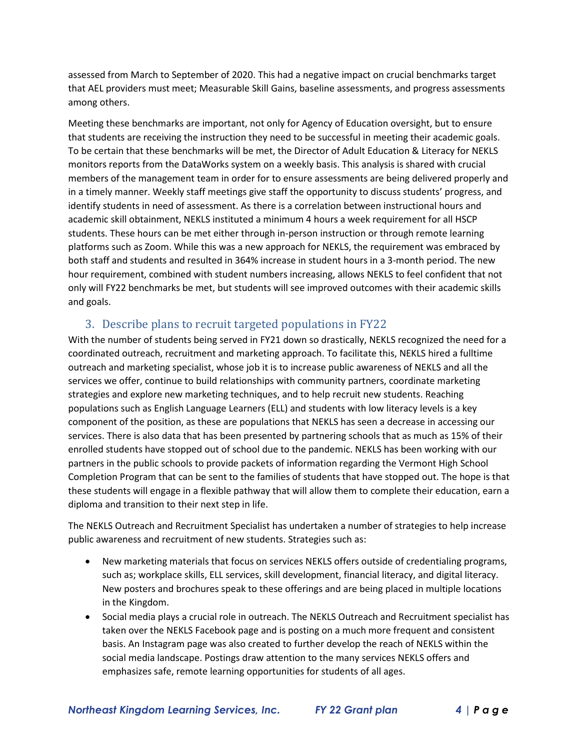assessed from March to September of 2020. This had a negative impact on crucial benchmarks target that AEL providers must meet; Measurable Skill Gains, baseline assessments, and progress assessments among others.

Meeting these benchmarks are important, not only for Agency of Education oversight, but to ensure that students are receiving the instruction they need to be successful in meeting their academic goals. To be certain that these benchmarks will be met, the Director of Adult Education & Literacy for NEKLS monitors reports from the DataWorks system on a weekly basis. This analysis is shared with crucial members of the management team in order for to ensure assessments are being delivered properly and in a timely manner. Weekly staff meetings give staff the opportunity to discuss students' progress, and identify students in need of assessment. As there is a correlation between instructional hours and academic skill obtainment, NEKLS instituted a minimum 4 hours a week requirement for all HSCP students. These hours can be met either through in-person instruction or through remote learning platforms such as Zoom. While this was a new approach for NEKLS, the requirement was embraced by both staff and students and resulted in 364% increase in student hours in a 3-month period. The new hour requirement, combined with student numbers increasing, allows NEKLS to feel confident that not only will FY22 benchmarks be met, but students will see improved outcomes with their academic skills and goals.

### 3. Describe plans to recruit targeted populations in FY22

With the number of students being served in FY21 down so drastically, NEKLS recognized the need for a coordinated outreach, recruitment and marketing approach. To facilitate this, NEKLS hired a fulltime outreach and marketing specialist, whose job it is to increase public awareness of NEKLS and all the services we offer, continue to build relationships with community partners, coordinate marketing strategies and explore new marketing techniques, and to help recruit new students. Reaching populations such as English Language Learners (ELL) and students with low literacy levels is a key component of the position, as these are populations that NEKLS has seen a decrease in accessing our services. There is also data that has been presented by partnering schools that as much as 15% of their enrolled students have stopped out of school due to the pandemic. NEKLS has been working with our partners in the public schools to provide packets of information regarding the Vermont High School Completion Program that can be sent to the families of students that have stopped out. The hope is that these students will engage in a flexible pathway that will allow them to complete their education, earn a diploma and transition to their next step in life.

The NEKLS Outreach and Recruitment Specialist has undertaken a number of strategies to help increase public awareness and recruitment of new students. Strategies such as:

- New marketing materials that focus on services NEKLS offers outside of credentialing programs, such as; workplace skills, ELL services, skill development, financial literacy, and digital literacy. New posters and brochures speak to these offerings and are being placed in multiple locations in the Kingdom.
- Social media plays a crucial role in outreach. The NEKLS Outreach and Recruitment specialist has taken over the NEKLS Facebook page and is posting on a much more frequent and consistent basis. An Instagram page was also created to further develop the reach of NEKLS within the social media landscape. Postings draw attention to the many services NEKLS offers and emphasizes safe, remote learning opportunities for students of all ages.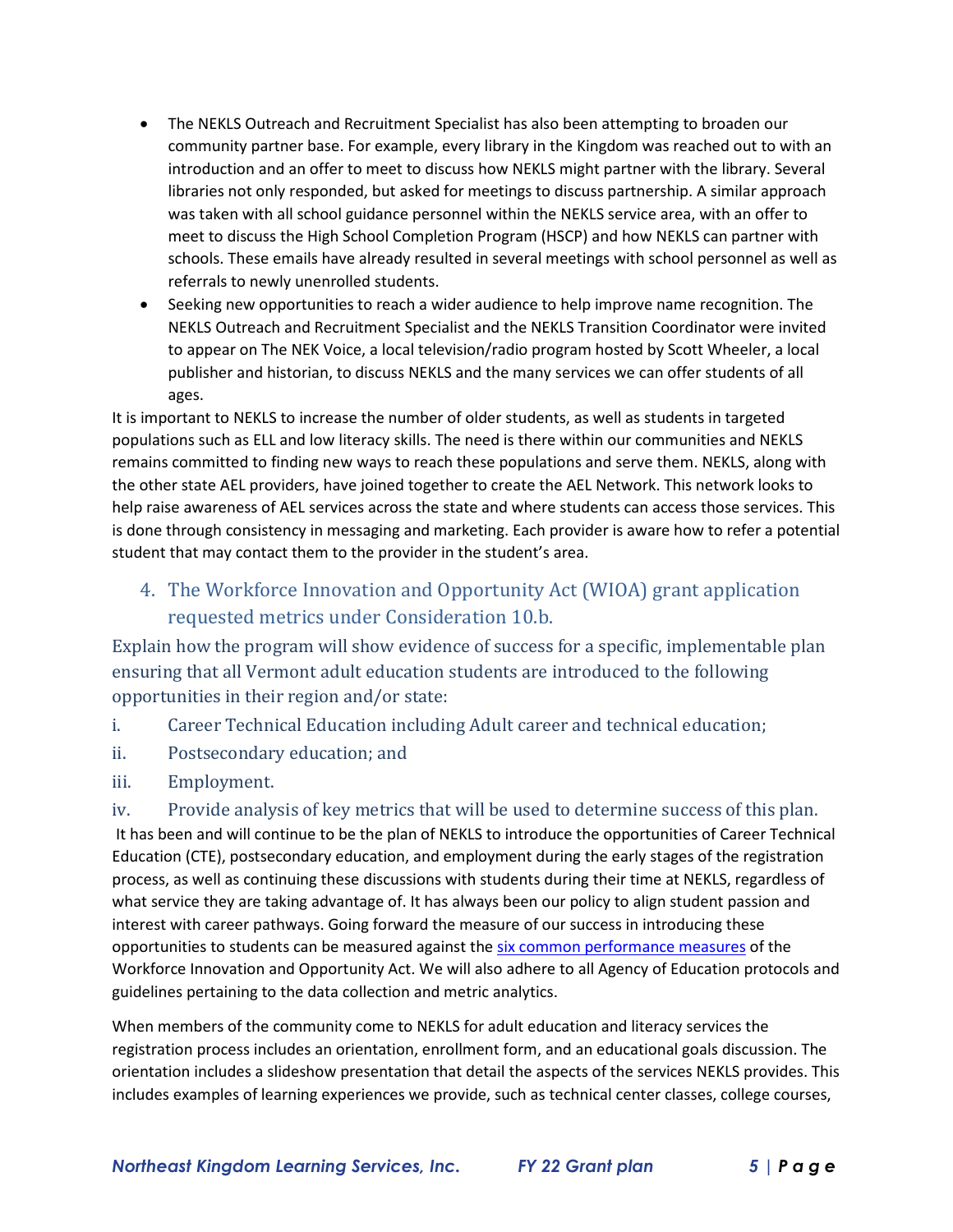- The NEKLS Outreach and Recruitment Specialist has also been attempting to broaden our community partner base. For example, every library in the Kingdom was reached out to with an introduction and an offer to meet to discuss how NEKLS might partner with the library. Several libraries not only responded, but asked for meetings to discuss partnership. A similar approach was taken with all school guidance personnel within the NEKLS service area, with an offer to meet to discuss the High School Completion Program (HSCP) and how NEKLS can partner with schools. These emails have already resulted in several meetings with school personnel as well as referrals to newly unenrolled students.
- Seeking new opportunities to reach a wider audience to help improve name recognition. The NEKLS Outreach and Recruitment Specialist and the NEKLS Transition Coordinator were invited to appear on The NEK Voice, a local television/radio program hosted by Scott Wheeler, a local publisher and historian, to discuss NEKLS and the many services we can offer students of all ages.

It is important to NEKLS to increase the number of older students, as well as students in targeted populations such as ELL and low literacy skills. The need is there within our communities and NEKLS remains committed to finding new ways to reach these populations and serve them. NEKLS, along with the other state AEL providers, have joined together to create the AEL Network. This network looks to help raise awareness of AEL services across the state and where students can access those services. This is done through consistency in messaging and marketing. Each provider is aware how to refer a potential student that may contact them to the provider in the student's area.

## 4. The Workforce Innovation and Opportunity Act (WIOA) grant application requested metrics under Consideration 10.b.

Explain how the program will show evidence of success for a specific, implementable plan ensuring that all Vermont adult education students are introduced to the following opportunities in their region and/or state:

i. Career Technical Education including Adult career and technical education;

ii. Postsecondary education; and

iii. Employment.

iv. Provide analysis of key metrics that will be used to determine success of this plan.

It has been and will continue to be the plan of NEKLS to introduce the opportunities of Career Technical Education (CTE), postsecondary education, and employment during the early stages of the registration process, as well as continuing these discussions with students during their time at NEKLS, regardless of what service they are taking advantage of. It has always been our policy to align student passion and interest with career pathways. Going forward the measure of our success in introducing these opportunities to students can be measured against the six common performance measures of the Workforce Innovation and Opportunity Act. We will also adhere to all Agency of Education protocols and guidelines pertaining to the data collection and metric analytics.

When members of the community come to NEKLS for adult education and literacy services the registration process includes an orientation, enrollment form, and an educational goals discussion. The orientation includes a slideshow presentation that detail the aspects of the services NEKLS provides. This includes examples of learning experiences we provide, such as technical center classes, college courses,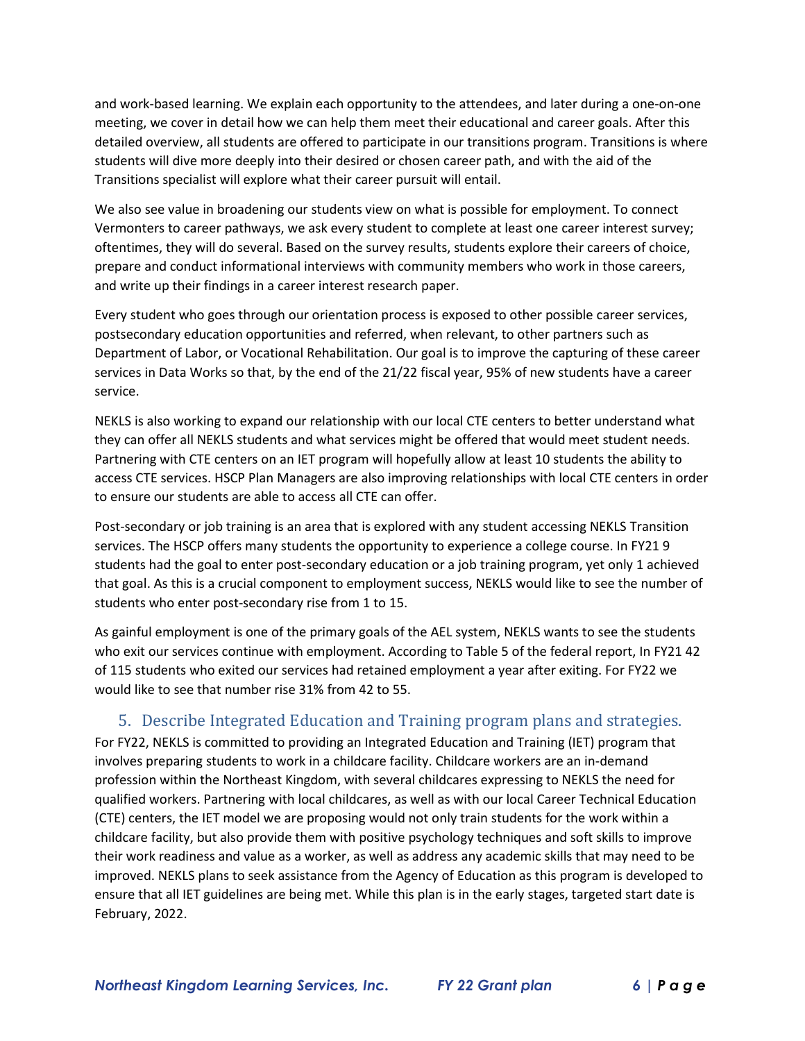and work-based learning. We explain each opportunity to the attendees, and later during a one-on-one meeting, we cover in detail how we can help them meet their educational and career goals. After this detailed overview, all students are offered to participate in our transitions program. Transitions is where students will dive more deeply into their desired or chosen career path, and with the aid of the Transitions specialist will explore what their career pursuit will entail.

We also see value in broadening our students view on what is possible for employment. To connect Vermonters to career pathways, we ask every student to complete at least one career interest survey; oftentimes, they will do several. Based on the survey results, students explore their careers of choice, prepare and conduct informational interviews with community members who work in those careers, and write up their findings in a career interest research paper.

Every student who goes through our orientation process is exposed to other possible career services, postsecondary education opportunities and referred, when relevant, to other partners such as Department of Labor, or Vocational Rehabilitation. Our goal is to improve the capturing of these career services in Data Works so that, by the end of the 21/22 fiscal year, 95% of new students have a career service.

NEKLS is also working to expand our relationship with our local CTE centers to better understand what they can offer all NEKLS students and what services might be offered that would meet student needs. Partnering with CTE centers on an IET program will hopefully allow at least 10 students the ability to access CTE services. HSCP Plan Managers are also improving relationships with local CTE centers in order to ensure our students are able to access all CTE can offer.

Post-secondary or job training is an area that is explored with any student accessing NEKLS Transition services. The HSCP offers many students the opportunity to experience a college course. In FY21 9 students had the goal to enter post-secondary education or a job training program, yet only 1 achieved that goal. As this is a crucial component to employment success, NEKLS would like to see the number of students who enter post-secondary rise from 1 to 15.

As gainful employment is one of the primary goals of the AEL system, NEKLS wants to see the students who exit our services continue with employment. According to Table 5 of the federal report, In FY21 42 of 115 students who exited our services had retained employment a year after exiting. For FY22 we would like to see that number rise 31% from 42 to 55.

## 5. Describe Integrated Education and Training program plans and strategies.

For FY22, NEKLS is committed to providing an Integrated Education and Training (IET) program that involves preparing students to work in a childcare facility. Childcare workers are an in-demand profession within the Northeast Kingdom, with several childcares expressing to NEKLS the need for qualified workers. Partnering with local childcares, as well as with our local Career Technical Education (CTE) centers, the IET model we are proposing would not only train students for the work within a childcare facility, but also provide them with positive psychology techniques and soft skills to improve their work readiness and value as a worker, as well as address any academic skills that may need to be improved. NEKLS plans to seek assistance from the Agency of Education as this program is developed to ensure that all IET guidelines are being met. While this plan is in the early stages, targeted start date is February, 2022.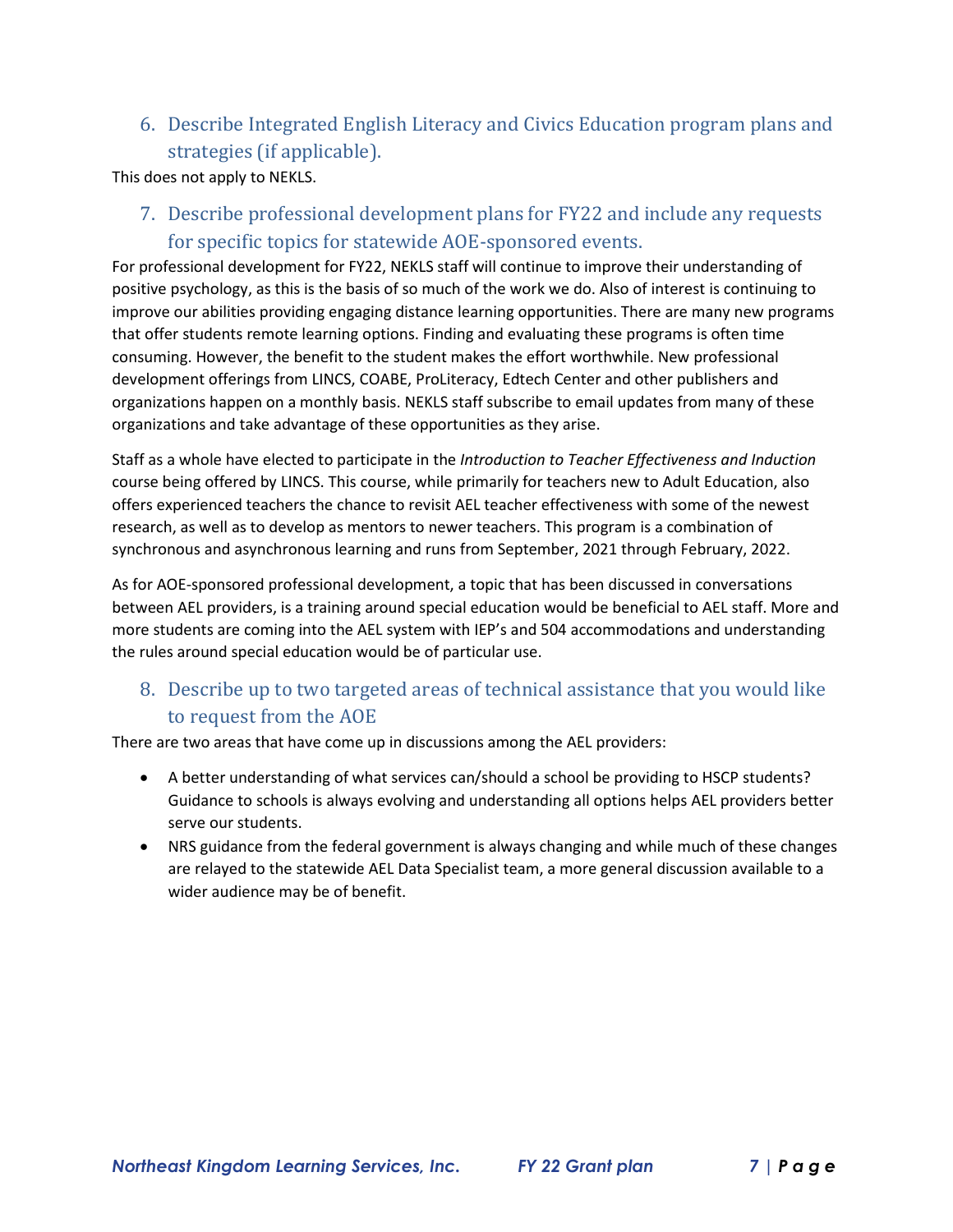## 6. Describe Integrated English Literacy and Civics Education program plans and strategies (if applicable).

This does not apply to NEKLS.

## 7. Describe professional development plans for FY22 and include any requests for specific topics for statewide AOE-sponsored events.

For professional development for FY22, NEKLS staff will continue to improve their understanding of positive psychology, as this is the basis of so much of the work we do. Also of interest is continuing to improve our abilities providing engaging distance learning opportunities. There are many new programs that offer students remote learning options. Finding and evaluating these programs is often time consuming. However, the benefit to the student makes the effort worthwhile. New professional development offerings from LINCS, COABE, ProLiteracy, Edtech Center and other publishers and organizations happen on a monthly basis. NEKLS staff subscribe to email updates from many of these organizations and take advantage of these opportunities as they arise.

Staff as a whole have elected to participate in the *Introduction to Teacher Effectiveness and Induction* course being offered by LINCS. This course, while primarily for teachers new to Adult Education, also offers experienced teachers the chance to revisit AEL teacher effectiveness with some of the newest research, as well as to develop as mentors to newer teachers. This program is a combination of synchronous and asynchronous learning and runs from September, 2021 through February, 2022.

As for AOE-sponsored professional development, a topic that has been discussed in conversations between AEL providers, is a training around special education would be beneficial to AEL staff. More and more students are coming into the AEL system with IEP's and 504 accommodations and understanding the rules around special education would be of particular use.

## 8. Describe up to two targeted areas of technical assistance that you would like to request from the AOE

There are two areas that have come up in discussions among the AEL providers:

- A better understanding of what services can/should a school be providing to HSCP students? Guidance to schools is always evolving and understanding all options helps AEL providers better serve our students.
- NRS guidance from the federal government is always changing and while much of these changes are relayed to the statewide AEL Data Specialist team, a more general discussion available to a wider audience may be of benefit.